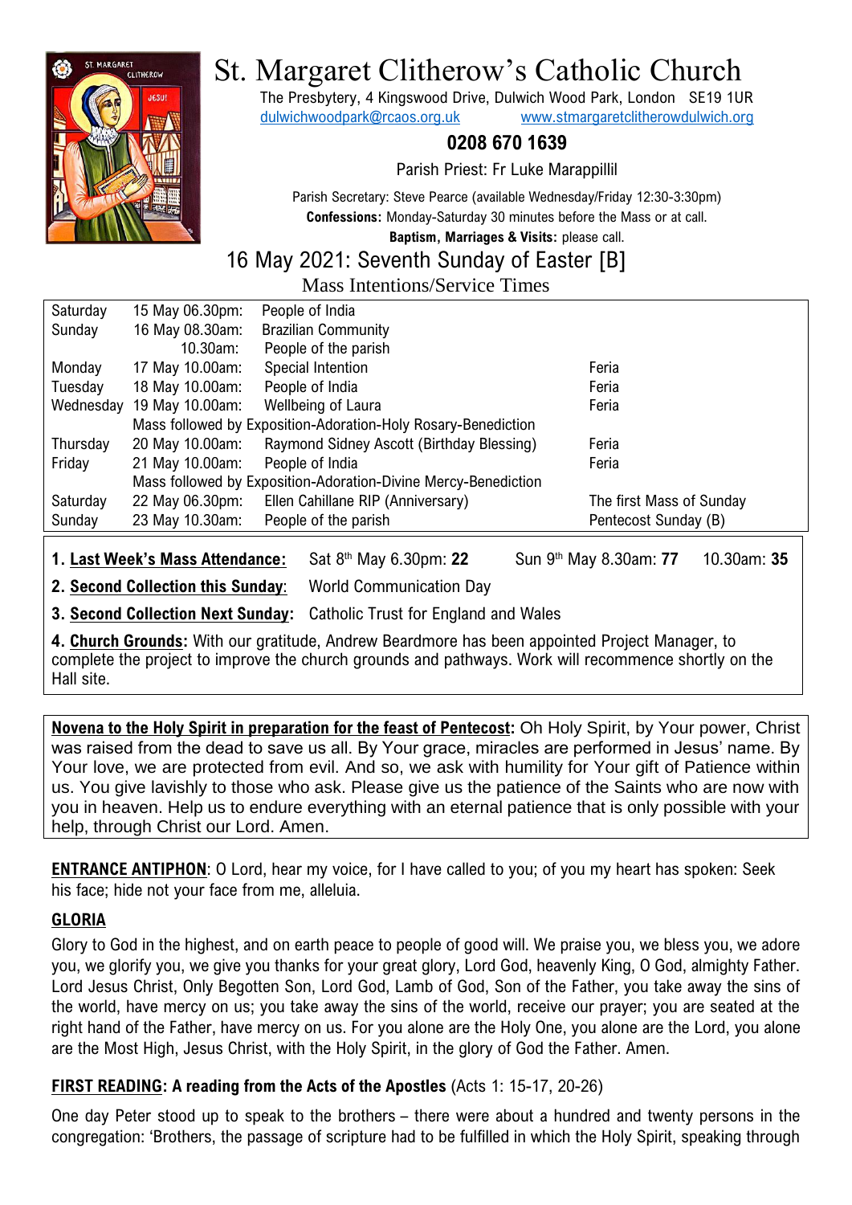# St. Margaret Clitherow's Catholic Church

The Presbytery, 4 Kingswood Drive, Dulwich Wood Park, London SE19 1UR
dulwichwoodpark@rcaos.org.uk www.stmargaretclitherowdulwich.org

**0208 670 1639**

Parish Priest: Fr Luke Marappillil

Parish Secretary: Steve Pearce (available Wednesday/Friday 12:30-3:30pm)
**Confessions:** Monday-Saturday 30 minutes before the Mass or at call.
**Baptism, Marriages & Visits:** please call.

## 16 May 2021: Seventh Sunday of Easter [B]

### Mass Intentions/Service Times

| | | | |
|---|---|---|---|
| Saturday | 15 May 06.30pm: | People of India | |
| Sunday | 16 May 08.30am: | Brazilian Community | |
| | 10.30am: | People of the parish | |
| Monday | 17 May 10.00am: | Special Intention | Feria |
| Tuesday | 18 May 10.00am: | People of India | Feria |
| Wednesday | 19 May 10.00am: | Wellbeing of Laura | Feria |
| | Mass followed by Exposition-Adoration-Holy Rosary-Benediction | | |
| Thursday | 20 May 10.00am: | Raymond Sidney Ascott (Birthday Blessing) | Feria |
| Friday | 21 May 10.00am: | People of India | Feria |
| | Mass followed by Exposition-Adoration-Divine Mercy-Benediction | | |
| Saturday | 22 May 06.30pm: | Ellen Cahillane RIP (Anniversary) | The first Mass of Sunday |
| Sunday | 23 May 10.30am: | People of the parish | Pentecost Sunday (B) |

1. **Last Week's Mass Attendance:** Sat 8th May 6.30pm: **22** Sun 9th May 8.30am: **77** 10.30am: **35**

2. **Second Collection this Sunday**: World Communication Day

3. **Second Collection Next Sunday:** Catholic Trust for England and Wales

4. **Church Grounds:** With our gratitude, Andrew Beardmore has been appointed Project Manager, to complete the project to improve the church grounds and pathways. Work will recommence shortly on the Hall site.

**Novena to the Holy Spirit in preparation for the feast of Pentecost:** Oh Holy Spirit, by Your power, Christ was raised from the dead to save us all. By Your grace, miracles are performed in Jesus' name. By Your love, we are protected from evil. And so, we ask with humility for Your gift of Patience within us. You give lavishly to those who ask. Please give us the patience of the Saints who are now with you in heaven. Help us to endure everything with an eternal patience that is only possible with your help, through Christ our Lord. Amen.

**ENTRANCE ANTIPHON**: O Lord, hear my voice, for I have called to you; of you my heart has spoken: Seek his face; hide not your face from me, alleluia.

**GLORIA**

Glory to God in the highest, and on earth peace to people of good will. We praise you, we bless you, we adore you, we glorify you, we give you thanks for your great glory, Lord God, heavenly King, O God, almighty Father. Lord Jesus Christ, Only Begotten Son, Lord God, Lamb of God, Son of the Father, you take away the sins of the world, have mercy on us; you take away the sins of the world, receive our prayer; you are seated at the right hand of the Father, have mercy on us. For you alone are the Holy One, you alone are the Lord, you alone are the Most High, Jesus Christ, with the Holy Spirit, in the glory of God the Father. Amen.

**FIRST READING: A reading from the Acts of the Apostles** (Acts 1: 15-17, 20-26)

One day Peter stood up to speak to the brothers – there were about a hundred and twenty persons in the congregation: 'Brothers, the passage of scripture had to be fulfilled in which the Holy Spirit, speaking through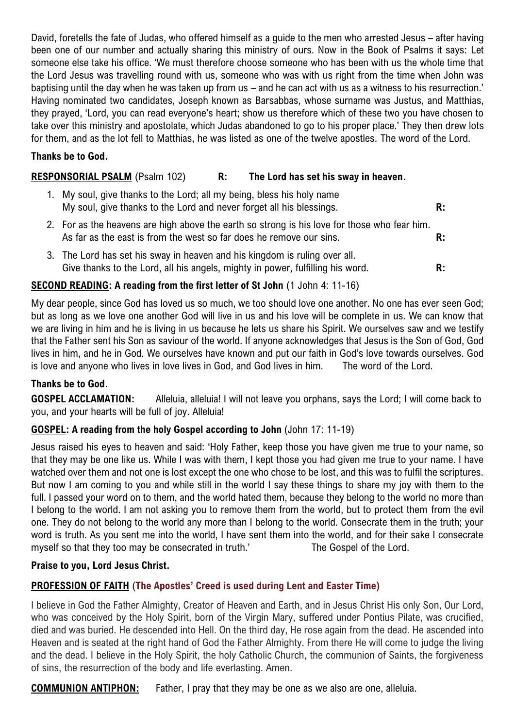David, foretells the fate of Judas, who offered himself as a guide to the men who arrested Jesus – after having been one of our number and actually sharing this ministry of ours. Now in the Book of Psalms it says: Let someone else take his office. 'We must therefore choose someone who has been with us the whole time that the Lord Jesus was travelling round with us, someone who was with us right from the time when John was baptising until the day when he was taken up from us – and he can act with us as a witness to his resurrection.' Having nominated two candidates, Joseph known as Barsabbas, whose surname was Justus, and Matthias, they prayed, 'Lord, you can read everyone's heart; show us therefore which of these two you have chosen to take over this ministry and apostolate, which Judas abandoned to go to his proper place.' They then drew lots for them, and as the lot fell to Matthias, he was listed as one of the twelve apostles. The word of the Lord.

**Thanks be to God.**

**RESPONSORIAL PSALM** (Psalm 102) **R: The Lord has set his sway in heaven.**

1. My soul, give thanks to the Lord; all my being, bless his holy name
   My soul, give thanks to the Lord and never forget all his blessings. **R:**
2. For as the heavens are high above the earth so strong is his love for those who fear him.
   As far as the east is from the west so far does he remove our sins. **R:**
3. The Lord has set his sway in heaven and his kingdom is ruling over all.
   Give thanks to the Lord, all his angels, mighty in power, fulfilling his word. **R:**

**SECOND READING: A reading from the first letter of St John** (1 John 4: 11-16)

My dear people, since God has loved us so much, we too should love one another. No one has ever seen God; but as long as we love one another God will live in us and his love will be complete in us. We can know that we are living in him and he is living in us because he lets us share his Spirit. We ourselves saw and we testify that the Father sent his Son as saviour of the world. If anyone acknowledges that Jesus is the Son of God, God lives in him, and he in God. We ourselves have known and put our faith in God's love towards ourselves. God is love and anyone who lives in love lives in God, and God lives in him. The word of the Lord.

**Thanks be to God.**

**GOSPEL ACCLAMATION:** Alleluia, alleluia! I will not leave you orphans, says the Lord; I will come back to you, and your hearts will be full of joy. Alleluia!

**GOSPEL: A reading from the holy Gospel according to John** (John 17: 11-19)

Jesus raised his eyes to heaven and said: 'Holy Father, keep those you have given me true to your name, so that they may be one like us. While I was with them, I kept those you had given me true to your name. I have watched over them and not one is lost except the one who chose to be lost, and this was to fulfil the scriptures. But now I am coming to you and while still in the world I say these things to share my joy with them to the full. I passed your word on to them, and the world hated them, because they belong to the world no more than I belong to the world. I am not asking you to remove them from the world, but to protect them from the evil one. They do not belong to the world any more than I belong to the world. Consecrate them in the truth; your word is truth. As you sent me into the world, I have sent them into the world, and for their sake I consecrate myself so that they too may be consecrated in truth.' The Gospel of the Lord.

**Praise to you, Lord Jesus Christ.**

**PROFESSION OF FAITH** (**The Apostles' Creed is used during Lent and Easter Time**)

I believe in God the Father Almighty, Creator of Heaven and Earth, and in Jesus Christ His only Son, Our Lord, who was conceived by the Holy Spirit, born of the Virgin Mary, suffered under Pontius Pilate, was crucified, died and was buried. He descended into Hell. On the third day, He rose again from the dead. He ascended into Heaven and is seated at the right hand of God the Father Almighty. From there He will come to judge the living and the dead. I believe in the Holy Spirit, the holy Catholic Church, the communion of Saints, the forgiveness of sins, the resurrection of the body and life everlasting. Amen.

**COMMUNION ANTIPHON:** Father, I pray that they may be one as we also are one, alleluia.